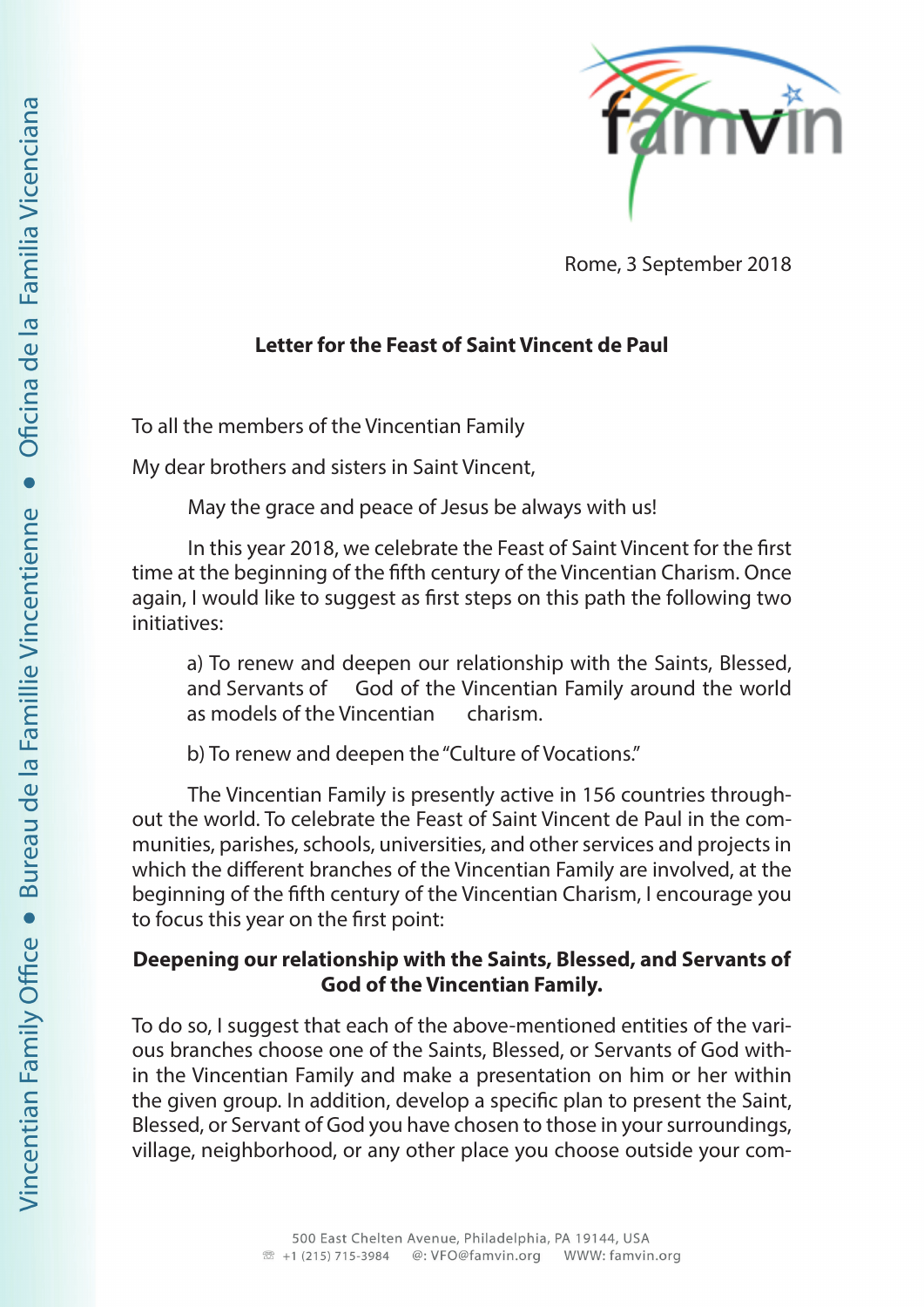Rome, 3 September 2018

## Letter for the Feast of Saint Vincent de Paul

To all the members of the Vincentian Family

My dear brothers and sisters in Saint Vincent,

May the grace and peace of Jesus be always with us!

In this year 2018, we celebrate the Feast of Saint Vincent for the first time at the beginning of the fifth century of the Vincentian Charism. Once again, I would like to suggest as first steps on this path the following two initiatives:

a) To renew and deepen our relationship with the Saints, Blessed, and Servants of God of the Vincentian Family around the world as models of the Vincentian charism.

b) To renew and deepen the "Culture of Vocations."

The Vincentian Family is presently active in 156 countries throughout the world. To celebrate the Feast of Saint Vincent de Paul in the communities, parishes, schools, universities, and other services and projects in which the different branches of the Vincentian Family are involved, at the beginning of the fifth century of the Vincentian Charism, I encourage you to focus this year on the first point:

**Deepening our relationship with the Saints, Blessed, and Servants of God of the Vincentian Family.**

To do so, I suggest that each of the above-mentioned entities of the various branches choose one of the Saints, Blessed, or Servants of God within the Vincentian Family and make a presentation on him or her within the given group. In addition, develop a specific plan to present the Saint, Blessed, or Servant of God you have chosen to those in your surroundings, village, neighborhood, or any other place you choose outside your com-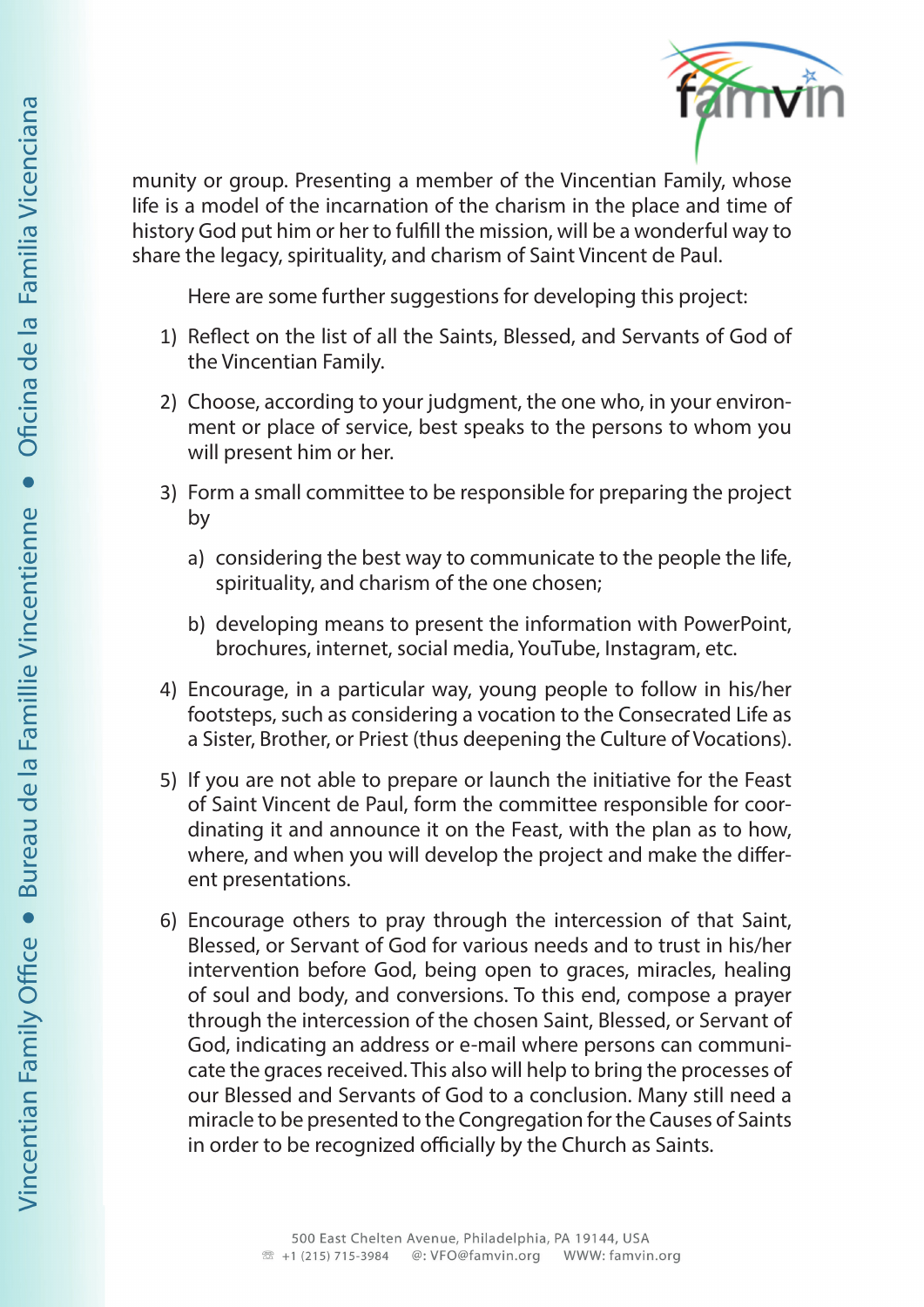munity or group. Presenting a member of the Vincentian Family, whose life is a model of the incarnation of the charism in the place and time of history God put him or her to fulfill the mission, will be a wonderful way to share the legacy, spirituality, and charism of Saint Vincent de Paul.

Here are some further suggestions for developing this project:

1) Reflect on the list of all the Saints, Blessed, and Servants of God of the Vincentian Family.

2) Choose, according to your judgment, the one who, in your environment or place of service, best speaks to the persons to whom you will present him or her.

3) Form a small committee to be responsible for preparing the project by

   a) considering the best way to communicate to the people the life, spirituality, and charism of the one chosen;

   b) developing means to present the information with PowerPoint, brochures, internet, social media, YouTube, Instagram, etc.

4) Encourage, in a particular way, young people to follow in his/her footsteps, such as considering a vocation to the Consecrated Life as a Sister, Brother, or Priest (thus deepening the Culture of Vocations).

5) If you are not able to prepare or launch the initiative for the Feast of Saint Vincent de Paul, form the committee responsible for coordinating it and announce it on the Feast, with the plan as to how, where, and when you will develop the project and make the different presentations.

6) Encourage others to pray through the intercession of that Saint, Blessed, or Servant of God for various needs and to trust in his/her intervention before God, being open to graces, miracles, healing of soul and body, and conversions. To this end, compose a prayer through the intercession of the chosen Saint, Blessed, or Servant of God, indicating an address or e-mail where persons can communicate the graces received. This also will help to bring the processes of our Blessed and Servants of God to a conclusion. Many still need a miracle to be presented to the Congregation for the Causes of Saints in order to be recognized officially by the Church as Saints.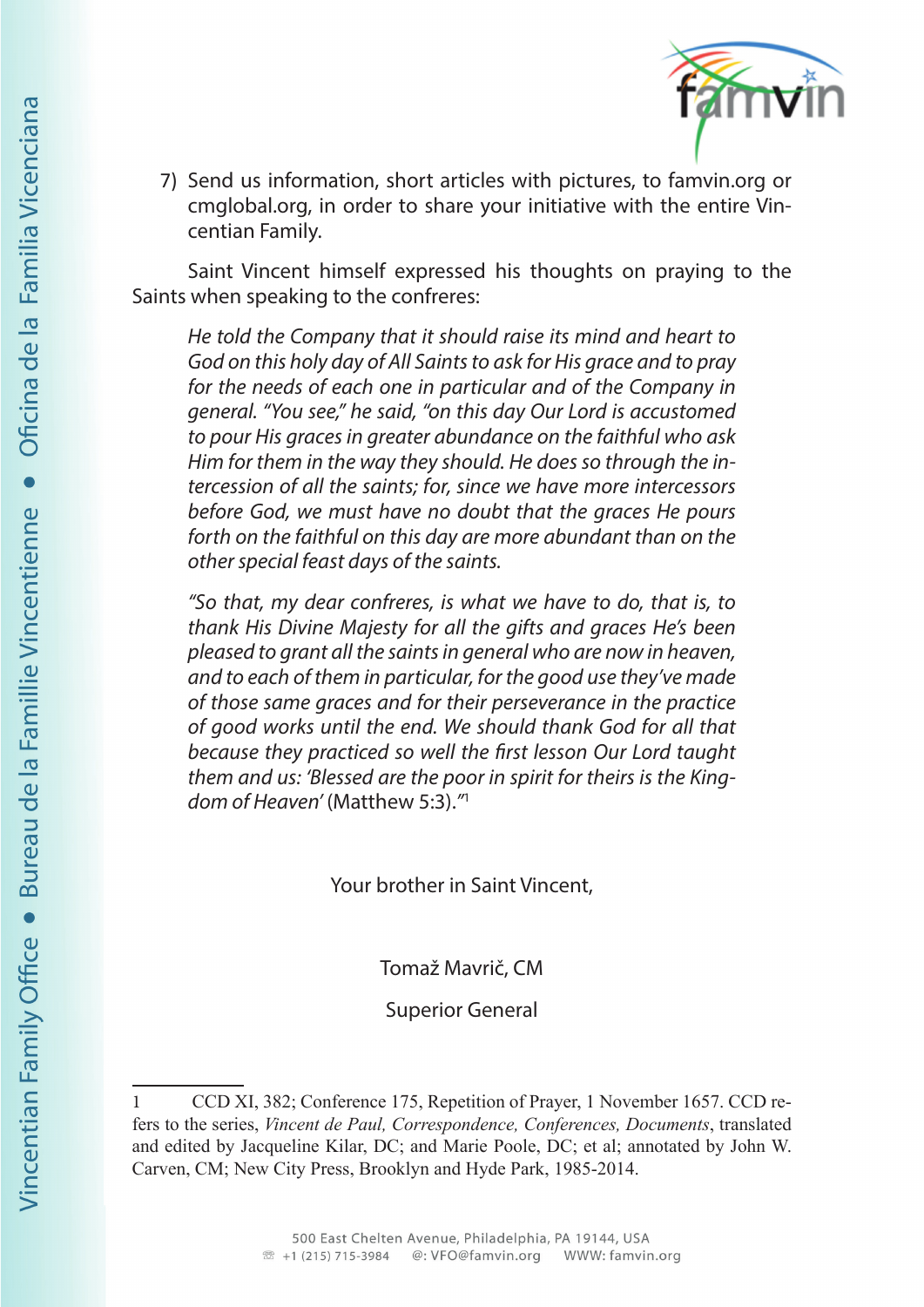7) Send us information, short articles with pictures, to famvin.org or cmglobal.org, in order to share your initiative with the entire Vincentian Family.

Saint Vincent himself expressed his thoughts on praying to the Saints when speaking to the confreres:

> *He told the Company that it should raise its mind and heart to God on this holy day of All Saints to ask for His grace and to pray for the needs of each one in particular and of the Company in general. "You see," he said, "on this day Our Lord is accustomed to pour His graces in greater abundance on the faithful who ask Him for them in the way they should. He does so through the intercession of all the saints; for, since we have more intercessors before God, we must have no doubt that the graces He pours forth on the faithful on this day are more abundant than on the other special feast days of the saints.*
>
> *"So that, my dear confreres, is what we have to do, that is, to thank His Divine Majesty for all the gifts and graces He's been pleased to grant all the saints in general who are now in heaven, and to each of them in particular, for the good use they've made of those same graces and for their perseverance in the practice of good works until the end. We should thank God for all that because they practiced so well the first lesson Our Lord taught them and us: 'Blessed are the poor in spirit for theirs is the Kingdom of Heaven'* (Matthew 5:3)."[1]

Your brother in Saint Vincent,

Tomaž Mavrič, CM

Superior General

---

1 CCD XI, 382; Conference 175, Repetition of Prayer, 1 November 1657. CCD refers to the series, *Vincent de Paul, Correspondence, Conferences, Documents*, translated and edited by Jacqueline Kilar, DC; and Marie Poole, DC; et al; annotated by John W. Carven, CM; New City Press, Brooklyn and Hyde Park, 1985-2014.